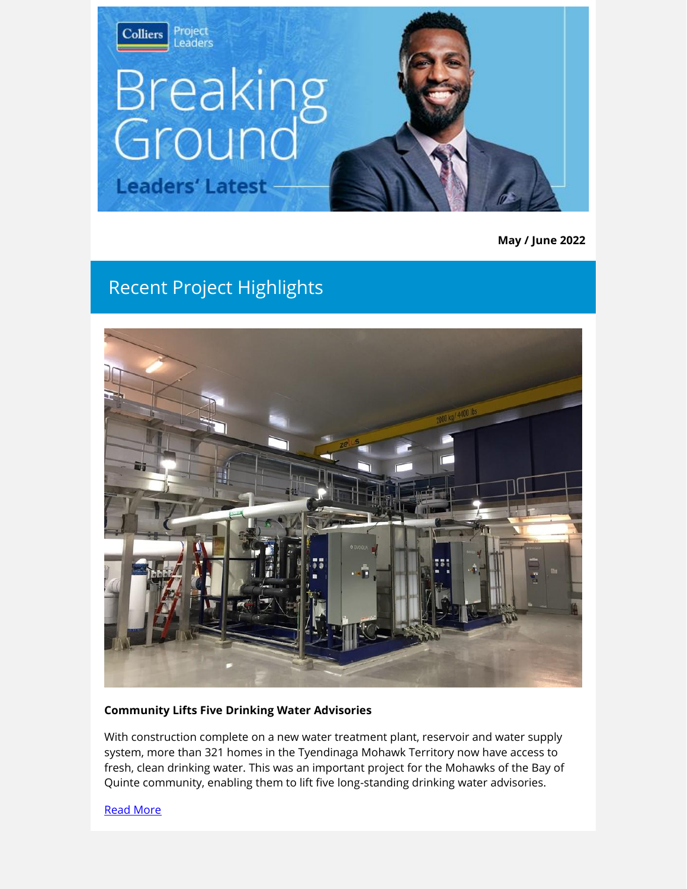Colliers Project Leaders

# Breaking Ground

Leaders' Latest

**May / June 2022**

## Recent Project Highlights

**Community Lifts Five Drinking Water Advisories**

With construction complete on a new water treatment plant, reservoir and water supply system, more than 321 homes in the Tyendinaga Mohawk Territory now have access to fresh, clean drinking water. This was an important project for the Mohawks of the Bay of Quinte community, enabling them to lift five long-standing drinking water advisories.

Read More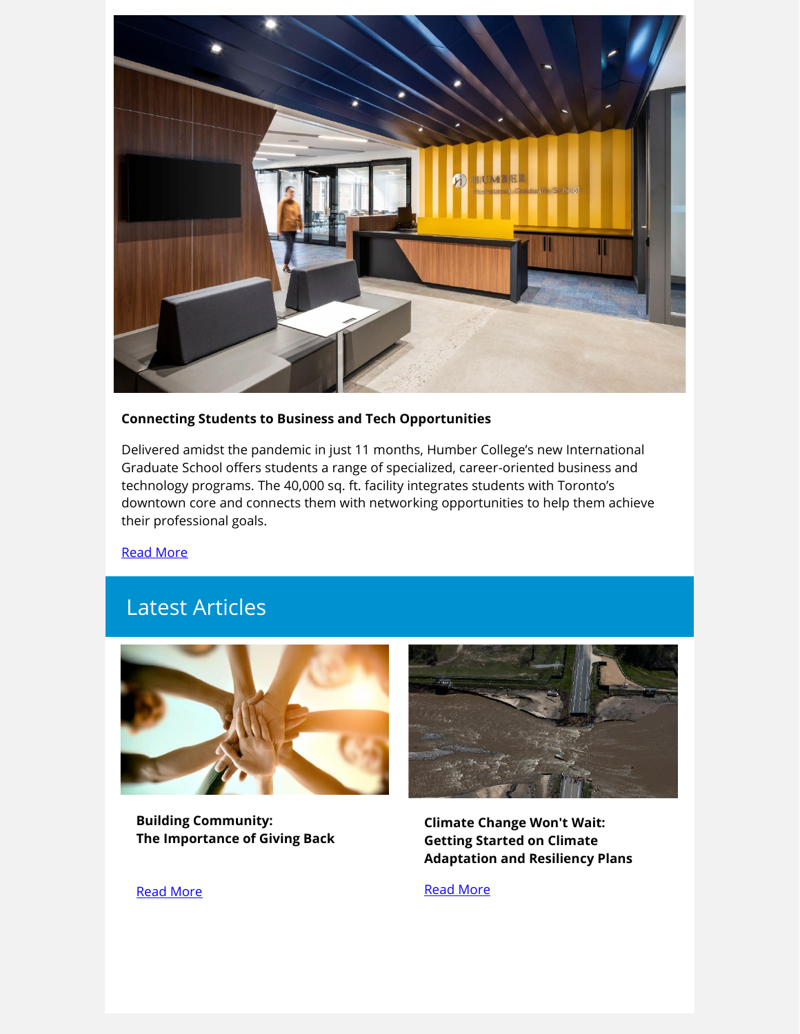**Connecting Students to Business and Tech Opportunities**

Delivered amidst the pandemic in just 11 months, Humber College's new International Graduate School offers students a range of specialized, career-oriented business and technology programs. The 40,000 sq. ft. facility integrates students with Toronto's downtown core and connects them with networking opportunities to help them achieve their professional goals.

Read More

## Latest Articles

**Building Community:**
**The Importance of Giving Back**

Read More

**Climate Change Won't Wait:**
**Getting Started on Climate Adaptation and Resiliency Plans**

Read More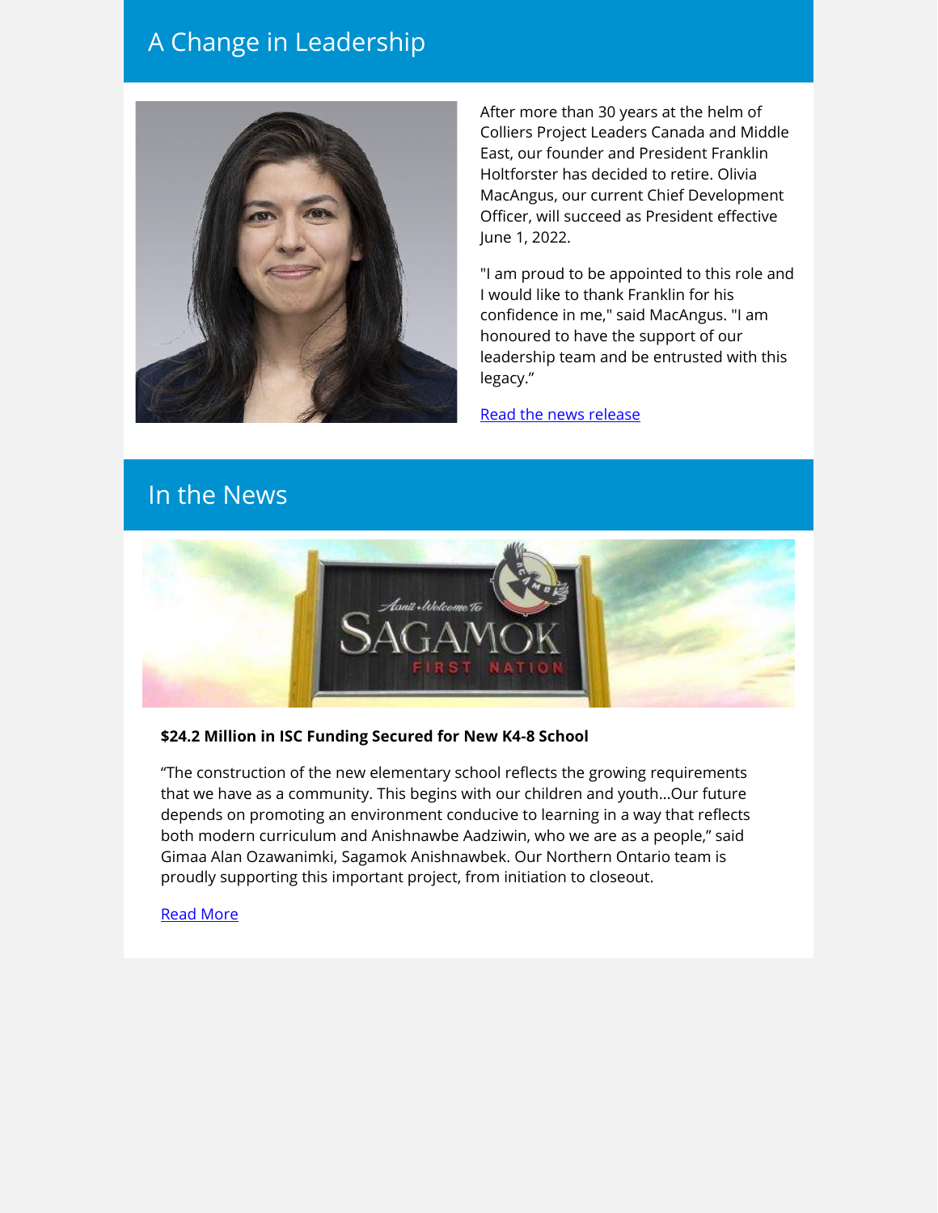## A Change in Leadership

After more than 30 years at the helm of Colliers Project Leaders Canada and Middle East, our founder and President Franklin Holtforster has decided to retire. Olivia MacAngus, our current Chief Development Officer, will succeed as President effective June 1, 2022.

"I am proud to be appointed to this role and I would like to thank Franklin for his confidence in me," said MacAngus. "I am honoured to have the support of our leadership team and be entrusted with this legacy."

Read the news release

## In the News

**$24.2 Million in ISC Funding Secured for New K4-8 School**

"The construction of the new elementary school reflects the growing requirements that we have as a community. This begins with our children and youth…Our future depends on promoting an environment conducive to learning in a way that reflects both modern curriculum and Anishnawbe Aadziwin, who we are as a people," said Gimaa Alan Ozawanimki, Sagamok Anishnawbek. Our Northern Ontario team is proudly supporting this important project, from initiation to closeout.

Read More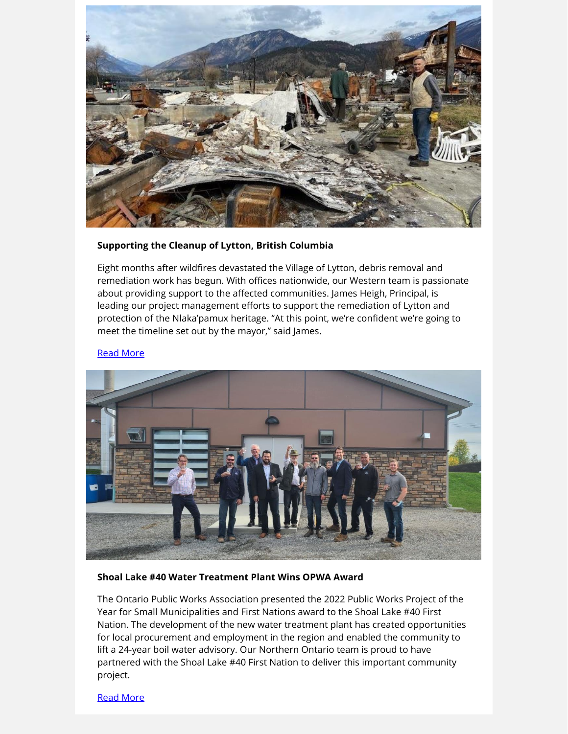**Supporting the Cleanup of Lytton, British Columbia**

Eight months after wildfires devastated the Village of Lytton, debris removal and remediation work has begun. With offices nationwide, our Western team is passionate about providing support to the affected communities. James Heigh, Principal, is leading our project management efforts to support the remediation of Lytton and protection of the Nlaka'pamux heritage. "At this point, we're confident we're going to meet the timeline set out by the mayor," said James.

Read More

**Shoal Lake #40 Water Treatment Plant Wins OPWA Award**

The Ontario Public Works Association presented the 2022 Public Works Project of the Year for Small Municipalities and First Nations award to the Shoal Lake #40 First Nation. The development of the new water treatment plant has created opportunities for local procurement and employment in the region and enabled the community to lift a 24-year boil water advisory. Our Northern Ontario team is proud to have partnered with the Shoal Lake #40 First Nation to deliver this important community project.

Read More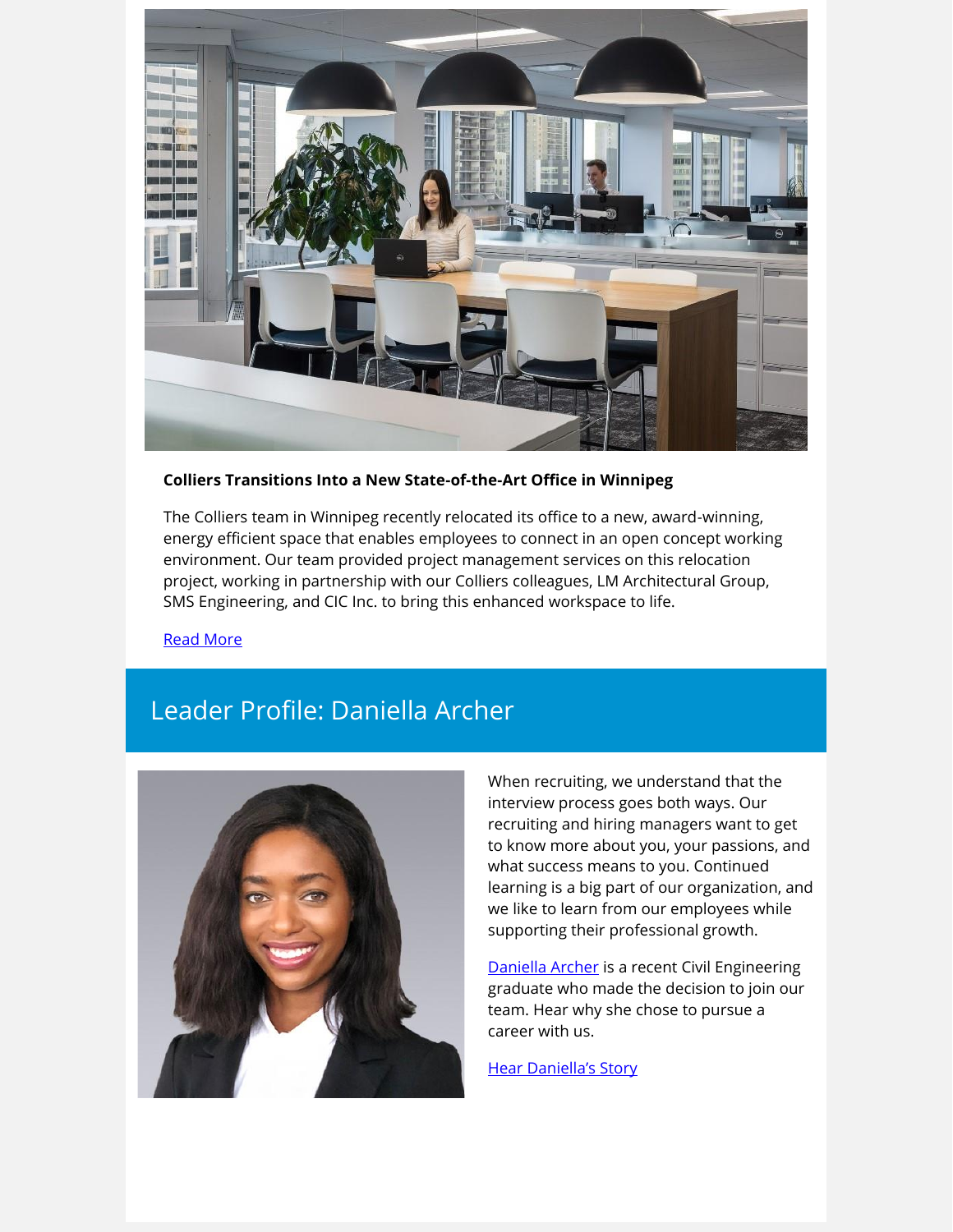**Colliers Transitions Into a New State-of-the-Art Office in Winnipeg**

The Colliers team in Winnipeg recently relocated its office to a new, award-winning, energy efficient space that enables employees to connect in an open concept working environment. Our team provided project management services on this relocation project, working in partnership with our Colliers colleagues, LM Architectural Group, SMS Engineering, and CIC Inc. to bring this enhanced workspace to life.

Read More

## Leader Profile: Daniella Archer

When recruiting, we understand that the interview process goes both ways. Our recruiting and hiring managers want to get to know more about you, your passions, and what success means to you. Continued learning is a big part of our organization, and we like to learn from our employees while supporting their professional growth.

Daniella Archer is a recent Civil Engineering graduate who made the decision to join our team. Hear why she chose to pursue a career with us.

Hear Daniella's Story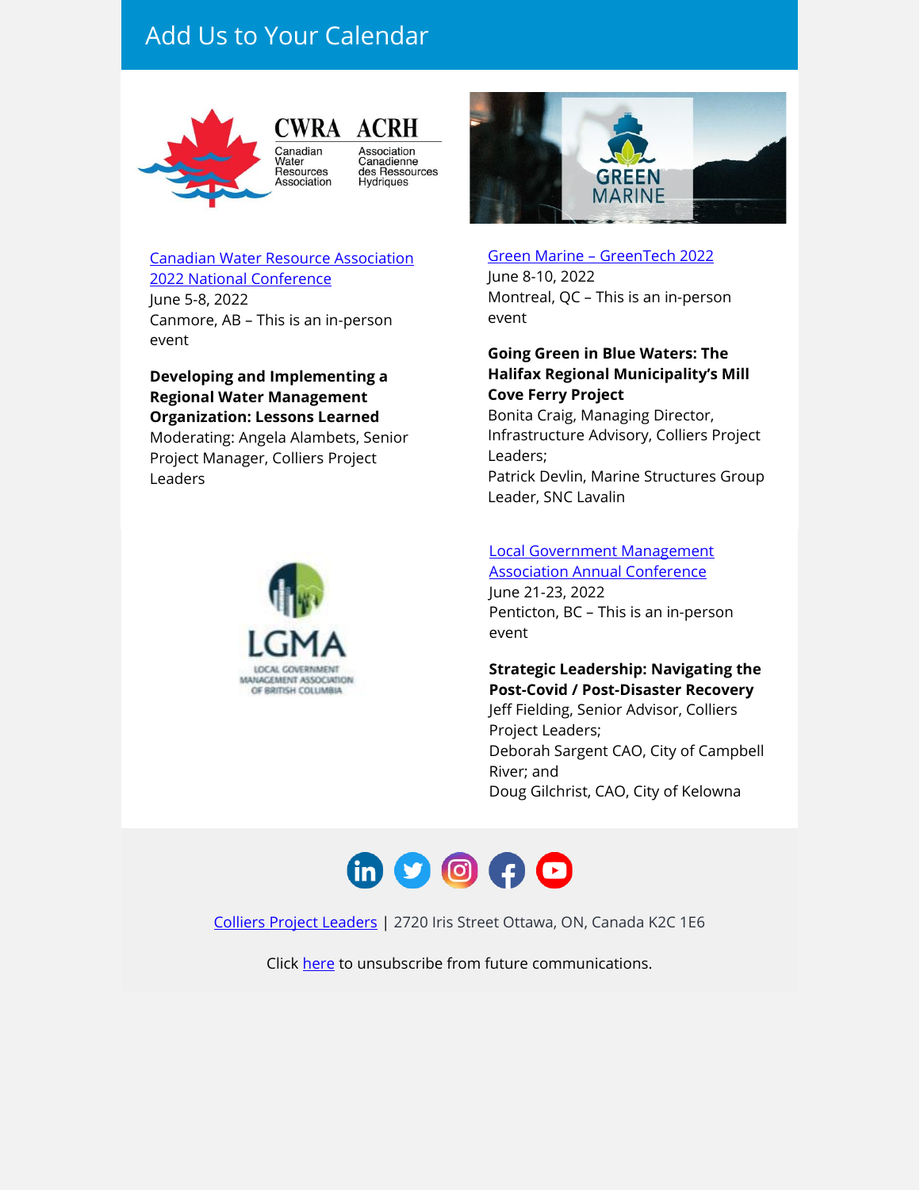## Add Us to Your Calendar

Canadian Water Resource Association 2022 National Conference
June 5-8, 2022
Canmore, AB – This is an in-person event

**Developing and Implementing a Regional Water Management Organization: Lessons Learned**
Moderating: Angela Alambets, Senior Project Manager, Colliers Project Leaders

Green Marine – GreenTech 2022
June 8-10, 2022
Montreal, QC – This is an in-person event

**Going Green in Blue Waters: The Halifax Regional Municipality's Mill Cove Ferry Project**
Bonita Craig, Managing Director, Infrastructure Advisory, Colliers Project Leaders;
Patrick Devlin, Marine Structures Group Leader, SNC Lavalin

Local Government Management Association Annual Conference
June 21-23, 2022
Penticton, BC – This is an in-person event

**Strategic Leadership: Navigating the Post-Covid / Post-Disaster Recovery**
Jeff Fielding, Senior Advisor, Colliers Project Leaders;
Deborah Sargent CAO, City of Campbell River; and
Doug Gilchrist, CAO, City of Kelowna

Colliers Project Leaders | 2720 Iris Street Ottawa, ON, Canada K2C 1E6

Click here to unsubscribe from future communications.